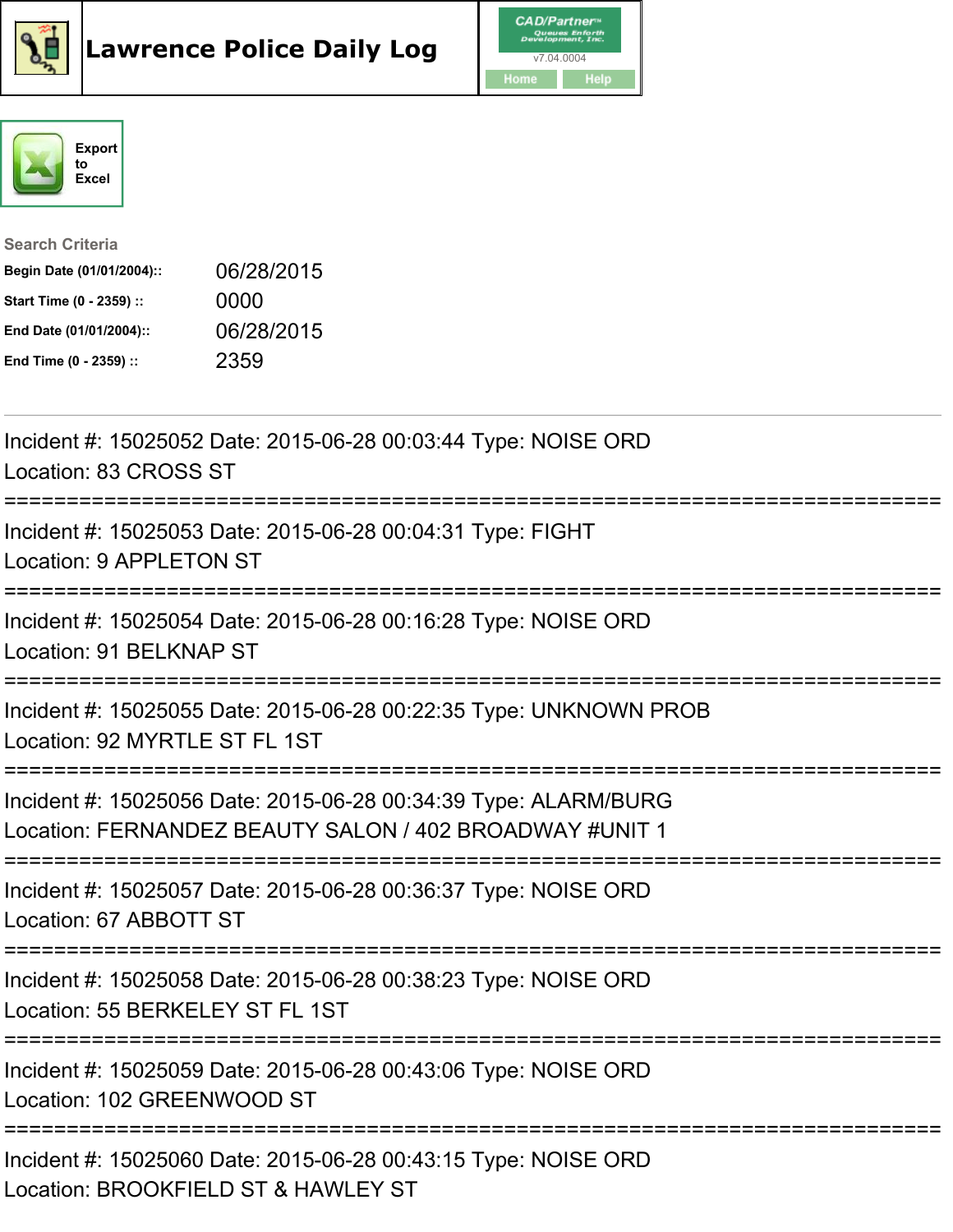# Lawrence Police Daily Log

CAD/Partner™ Queues Enforth Development, Inc.
v7.04.0004

Home Help

Export to Excel

**Search Criteria**

| | |
|---|---|
| **Begin Date (01/01/2004)::** | 06/28/2015 |
| **Start Time (0 - 2359) ::** | 0000 |
| **End Date (01/01/2004)::** | 06/28/2015 |
| **End Time (0 - 2359) ::** | 2359 |

---

Incident #: 15025052 Date: 2015-06-28 00:03:44 Type: NOISE ORD
Location: 83 CROSS ST

===========================================================================

Incident #: 15025053 Date: 2015-06-28 00:04:31 Type: FIGHT
Location: 9 APPLETON ST

===========================================================================

Incident #: 15025054 Date: 2015-06-28 00:16:28 Type: NOISE ORD
Location: 91 BELKNAP ST

===========================================================================

Incident #: 15025055 Date: 2015-06-28 00:22:35 Type: UNKNOWN PROB
Location: 92 MYRTLE ST FL 1ST

===========================================================================

Incident #: 15025056 Date: 2015-06-28 00:34:39 Type: ALARM/BURG
Location: FERNANDEZ BEAUTY SALON / 402 BROADWAY #UNIT 1

===========================================================================

Incident #: 15025057 Date: 2015-06-28 00:36:37 Type: NOISE ORD
Location: 67 ABBOTT ST

===========================================================================

Incident #: 15025058 Date: 2015-06-28 00:38:23 Type: NOISE ORD
Location: 55 BERKELEY ST FL 1ST

===========================================================================

Incident #: 15025059 Date: 2015-06-28 00:43:06 Type: NOISE ORD
Location: 102 GREENWOOD ST

===========================================================================

Incident #: 15025060 Date: 2015-06-28 00:43:15 Type: NOISE ORD
Location: BROOKFIELD ST & HAWLEY ST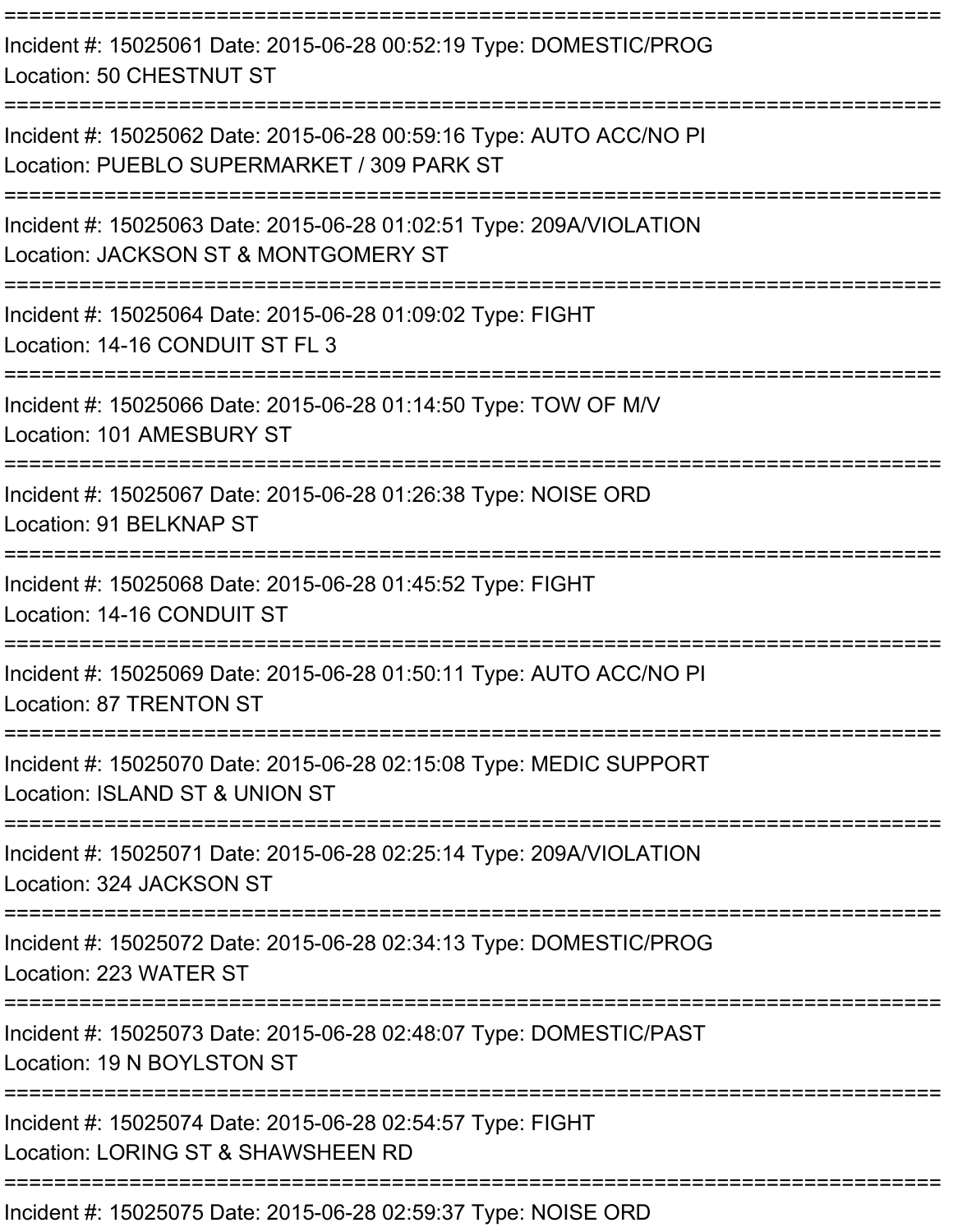===========================================================================

Incident #: 15025061 Date: 2015-06-28 00:52:19 Type: DOMESTIC/PROG
Location: 50 CHESTNUT ST

===========================================================================

Incident #: 15025062 Date: 2015-06-28 00:59:16 Type: AUTO ACC/NO PI
Location: PUEBLO SUPERMARKET / 309 PARK ST

===========================================================================

Incident #: 15025063 Date: 2015-06-28 01:02:51 Type: 209A/VIOLATION
Location: JACKSON ST & MONTGOMERY ST

===========================================================================

Incident #: 15025064 Date: 2015-06-28 01:09:02 Type: FIGHT
Location: 14-16 CONDUIT ST FL 3

===========================================================================

Incident #: 15025066 Date: 2015-06-28 01:14:50 Type: TOW OF M/V
Location: 101 AMESBURY ST

===========================================================================

Incident #: 15025067 Date: 2015-06-28 01:26:38 Type: NOISE ORD
Location: 91 BELKNAP ST

===========================================================================

Incident #: 15025068 Date: 2015-06-28 01:45:52 Type: FIGHT
Location: 14-16 CONDUIT ST

===========================================================================

Incident #: 15025069 Date: 2015-06-28 01:50:11 Type: AUTO ACC/NO PI
Location: 87 TRENTON ST

===========================================================================

Incident #: 15025070 Date: 2015-06-28 02:15:08 Type: MEDIC SUPPORT
Location: ISLAND ST & UNION ST

===========================================================================

Incident #: 15025071 Date: 2015-06-28 02:25:14 Type: 209A/VIOLATION
Location: 324 JACKSON ST

===========================================================================

Incident #: 15025072 Date: 2015-06-28 02:34:13 Type: DOMESTIC/PROG
Location: 223 WATER ST

===========================================================================

Incident #: 15025073 Date: 2015-06-28 02:48:07 Type: DOMESTIC/PAST
Location: 19 N BOYLSTON ST

===========================================================================

Incident #: 15025074 Date: 2015-06-28 02:54:57 Type: FIGHT
Location: LORING ST & SHAWSHEEN RD

===========================================================================

Incident #: 15025075 Date: 2015-06-28 02:59:37 Type: NOISE ORD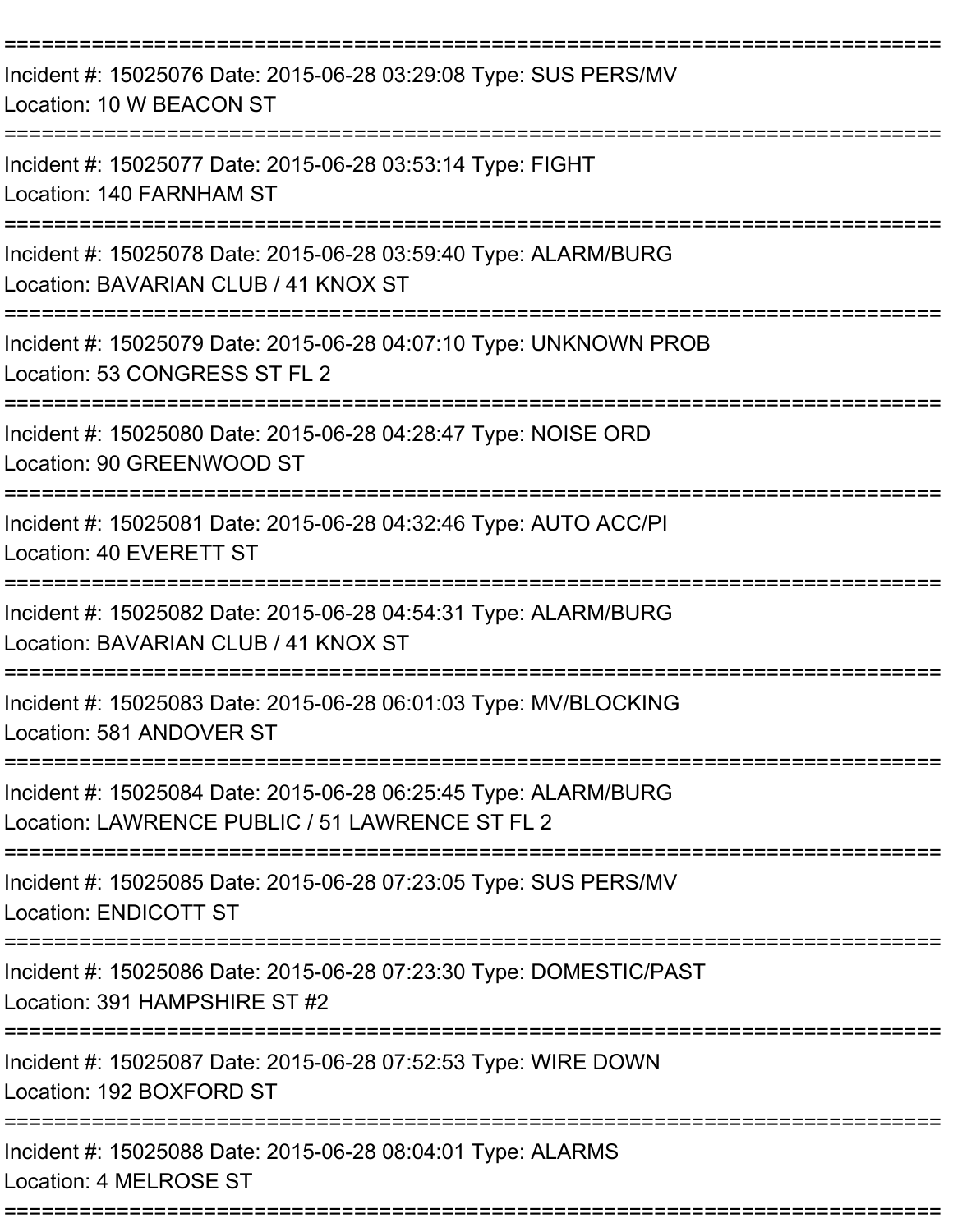===========================================================================

Incident #: 15025076 Date: 2015-06-28 03:29:08 Type: SUS PERS/MV
Location: 10 W BEACON ST

===========================================================================

Incident #: 15025077 Date: 2015-06-28 03:53:14 Type: FIGHT
Location: 140 FARNHAM ST

===========================================================================

Incident #: 15025078 Date: 2015-06-28 03:59:40 Type: ALARM/BURG
Location: BAVARIAN CLUB / 41 KNOX ST

===========================================================================

Incident #: 15025079 Date: 2015-06-28 04:07:10 Type: UNKNOWN PROB
Location: 53 CONGRESS ST FL 2

===========================================================================

Incident #: 15025080 Date: 2015-06-28 04:28:47 Type: NOISE ORD
Location: 90 GREENWOOD ST

===========================================================================

Incident #: 15025081 Date: 2015-06-28 04:32:46 Type: AUTO ACC/PI
Location: 40 EVERETT ST

===========================================================================

Incident #: 15025082 Date: 2015-06-28 04:54:31 Type: ALARM/BURG
Location: BAVARIAN CLUB / 41 KNOX ST

===========================================================================

Incident #: 15025083 Date: 2015-06-28 06:01:03 Type: MV/BLOCKING
Location: 581 ANDOVER ST

===========================================================================

Incident #: 15025084 Date: 2015-06-28 06:25:45 Type: ALARM/BURG
Location: LAWRENCE PUBLIC / 51 LAWRENCE ST FL 2

===========================================================================

Incident #: 15025085 Date: 2015-06-28 07:23:05 Type: SUS PERS/MV
Location: ENDICOTT ST

===========================================================================

Incident #: 15025086 Date: 2015-06-28 07:23:30 Type: DOMESTIC/PAST
Location: 391 HAMPSHIRE ST #2

===========================================================================

Incident #: 15025087 Date: 2015-06-28 07:52:53 Type: WIRE DOWN
Location: 192 BOXFORD ST

===========================================================================

Incident #: 15025088 Date: 2015-06-28 08:04:01 Type: ALARMS
Location: 4 MELROSE ST

===========================================================================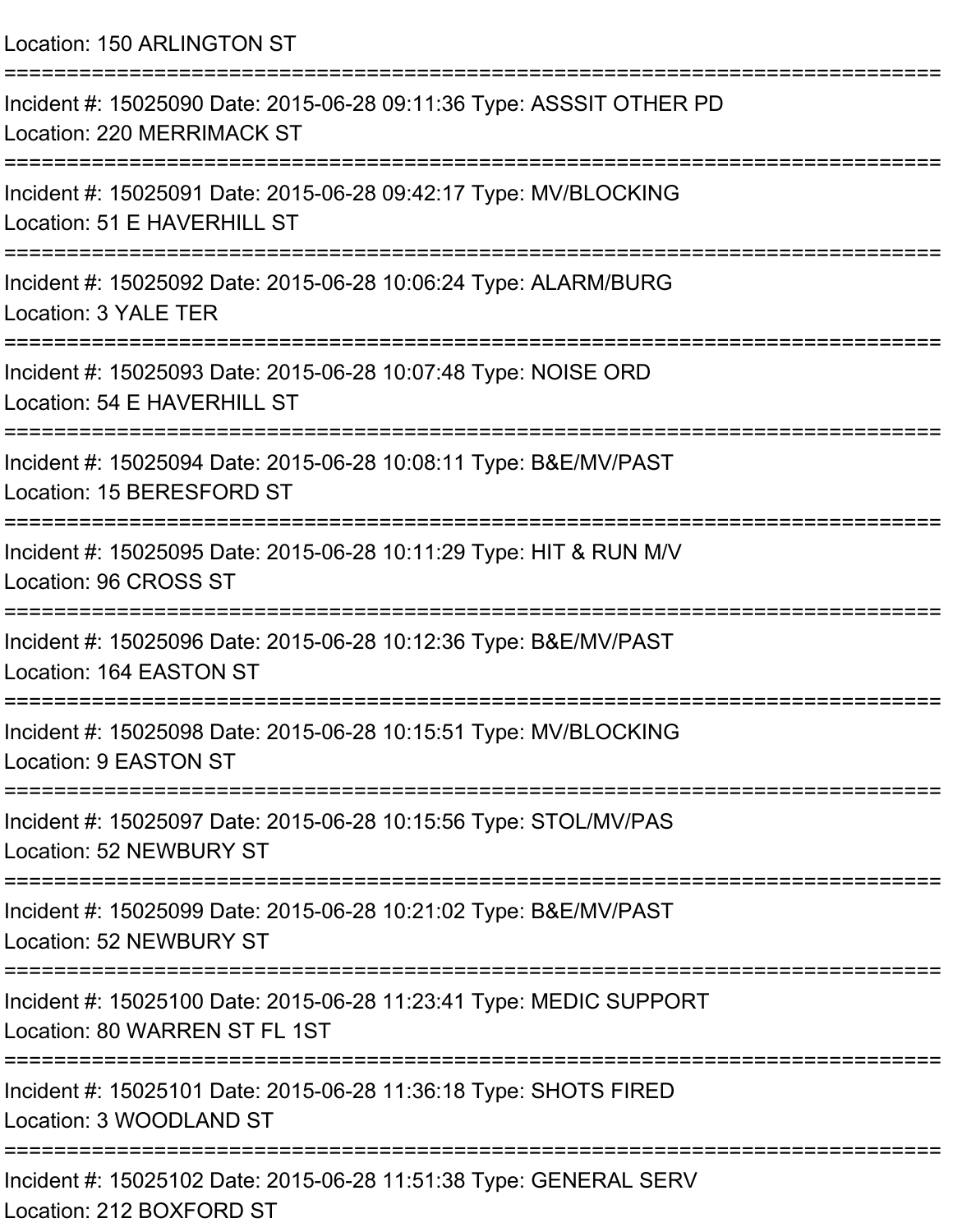Location: 150 ARLINGTON ST

===========================================================================

Incident #: 15025090 Date: 2015-06-28 09:11:36 Type: ASSSIT OTHER PD
Location: 220 MERRIMACK ST

===========================================================================

Incident #: 15025091 Date: 2015-06-28 09:42:17 Type: MV/BLOCKING
Location: 51 E HAVERHILL ST

===========================================================================

Incident #: 15025092 Date: 2015-06-28 10:06:24 Type: ALARM/BURG
Location: 3 YALE TER

===========================================================================

Incident #: 15025093 Date: 2015-06-28 10:07:48 Type: NOISE ORD
Location: 54 E HAVERHILL ST

===========================================================================

Incident #: 15025094 Date: 2015-06-28 10:08:11 Type: B&E/MV/PAST
Location: 15 BERESFORD ST

===========================================================================

Incident #: 15025095 Date: 2015-06-28 10:11:29 Type: HIT & RUN M/V
Location: 96 CROSS ST

===========================================================================

Incident #: 15025096 Date: 2015-06-28 10:12:36 Type: B&E/MV/PAST
Location: 164 EASTON ST

===========================================================================

Incident #: 15025098 Date: 2015-06-28 10:15:51 Type: MV/BLOCKING
Location: 9 EASTON ST

===========================================================================

Incident #: 15025097 Date: 2015-06-28 10:15:56 Type: STOL/MV/PAS
Location: 52 NEWBURY ST

===========================================================================

Incident #: 15025099 Date: 2015-06-28 10:21:02 Type: B&E/MV/PAST
Location: 52 NEWBURY ST

===========================================================================

Incident #: 15025100 Date: 2015-06-28 11:23:41 Type: MEDIC SUPPORT
Location: 80 WARREN ST FL 1ST

===========================================================================

Incident #: 15025101 Date: 2015-06-28 11:36:18 Type: SHOTS FIRED
Location: 3 WOODLAND ST

===========================================================================

Incident #: 15025102 Date: 2015-06-28 11:51:38 Type: GENERAL SERV
Location: 212 BOXFORD ST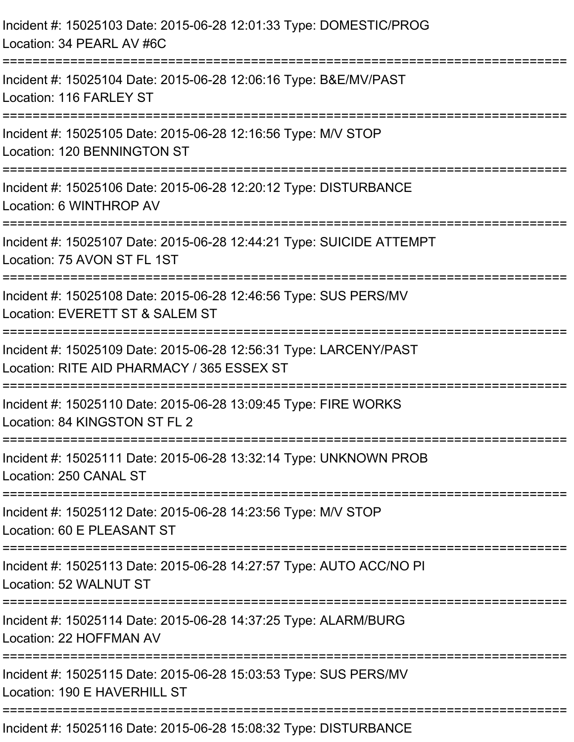Incident #: 15025103 Date: 2015-06-28 12:01:33 Type: DOMESTIC/PROG
Location: 34 PEARL AV #6C

===========================================================================

Incident #: 15025104 Date: 2015-06-28 12:06:16 Type: B&E/MV/PAST
Location: 116 FARLEY ST

===========================================================================

Incident #: 15025105 Date: 2015-06-28 12:16:56 Type: M/V STOP
Location: 120 BENNINGTON ST

===========================================================================

Incident #: 15025106 Date: 2015-06-28 12:20:12 Type: DISTURBANCE
Location: 6 WINTHROP AV

===========================================================================

Incident #: 15025107 Date: 2015-06-28 12:44:21 Type: SUICIDE ATTEMPT
Location: 75 AVON ST FL 1ST

===========================================================================

Incident #: 15025108 Date: 2015-06-28 12:46:56 Type: SUS PERS/MV
Location: EVERETT ST & SALEM ST

===========================================================================

Incident #: 15025109 Date: 2015-06-28 12:56:31 Type: LARCENY/PAST
Location: RITE AID PHARMACY / 365 ESSEX ST

===========================================================================

Incident #: 15025110 Date: 2015-06-28 13:09:45 Type: FIRE WORKS
Location: 84 KINGSTON ST FL 2

===========================================================================

Incident #: 15025111 Date: 2015-06-28 13:32:14 Type: UNKNOWN PROB
Location: 250 CANAL ST

===========================================================================

Incident #: 15025112 Date: 2015-06-28 14:23:56 Type: M/V STOP
Location: 60 E PLEASANT ST

===========================================================================

Incident #: 15025113 Date: 2015-06-28 14:27:57 Type: AUTO ACC/NO PI
Location: 52 WALNUT ST

===========================================================================

Incident #: 15025114 Date: 2015-06-28 14:37:25 Type: ALARM/BURG
Location: 22 HOFFMAN AV

===========================================================================

Incident #: 15025115 Date: 2015-06-28 15:03:53 Type: SUS PERS/MV
Location: 190 E HAVERHILL ST

===========================================================================

Incident #: 15025116 Date: 2015-06-28 15:08:32 Type: DISTURBANCE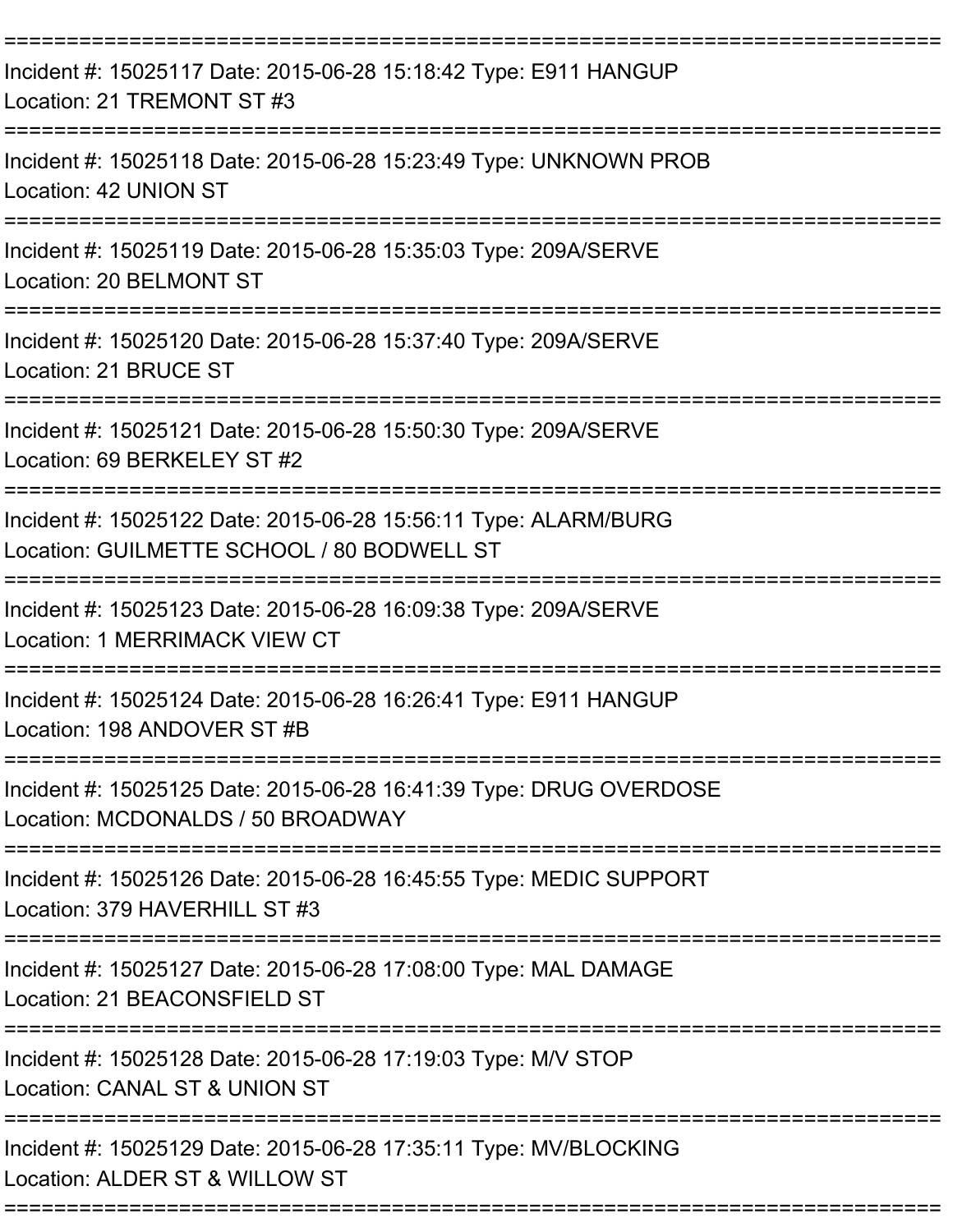Incident #: 15025117 Date: 2015-06-28 15:18:42 Type: E911 HANGUP
Location: 21 TREMONT ST #3

Incident #: 15025118 Date: 2015-06-28 15:23:49 Type: UNKNOWN PROB
Location: 42 UNION ST

Incident #: 15025119 Date: 2015-06-28 15:35:03 Type: 209A/SERVE
Location: 20 BELMONT ST

Incident #: 15025120 Date: 2015-06-28 15:37:40 Type: 209A/SERVE
Location: 21 BRUCE ST

Incident #: 15025121 Date: 2015-06-28 15:50:30 Type: 209A/SERVE
Location: 69 BERKELEY ST #2

Incident #: 15025122 Date: 2015-06-28 15:56:11 Type: ALARM/BURG
Location: GUILMETTE SCHOOL / 80 BODWELL ST

Incident #: 15025123 Date: 2015-06-28 16:09:38 Type: 209A/SERVE
Location: 1 MERRIMACK VIEW CT

Incident #: 15025124 Date: 2015-06-28 16:26:41 Type: E911 HANGUP
Location: 198 ANDOVER ST #B

Incident #: 15025125 Date: 2015-06-28 16:41:39 Type: DRUG OVERDOSE
Location: MCDONALDS / 50 BROADWAY

Incident #: 15025126 Date: 2015-06-28 16:45:55 Type: MEDIC SUPPORT
Location: 379 HAVERHILL ST #3

Incident #: 15025127 Date: 2015-06-28 17:08:00 Type: MAL DAMAGE
Location: 21 BEACONSFIELD ST

Incident #: 15025128 Date: 2015-06-28 17:19:03 Type: M/V STOP
Location: CANAL ST & UNION ST

Incident #: 15025129 Date: 2015-06-28 17:35:11 Type: MV/BLOCKING
Location: ALDER ST & WILLOW ST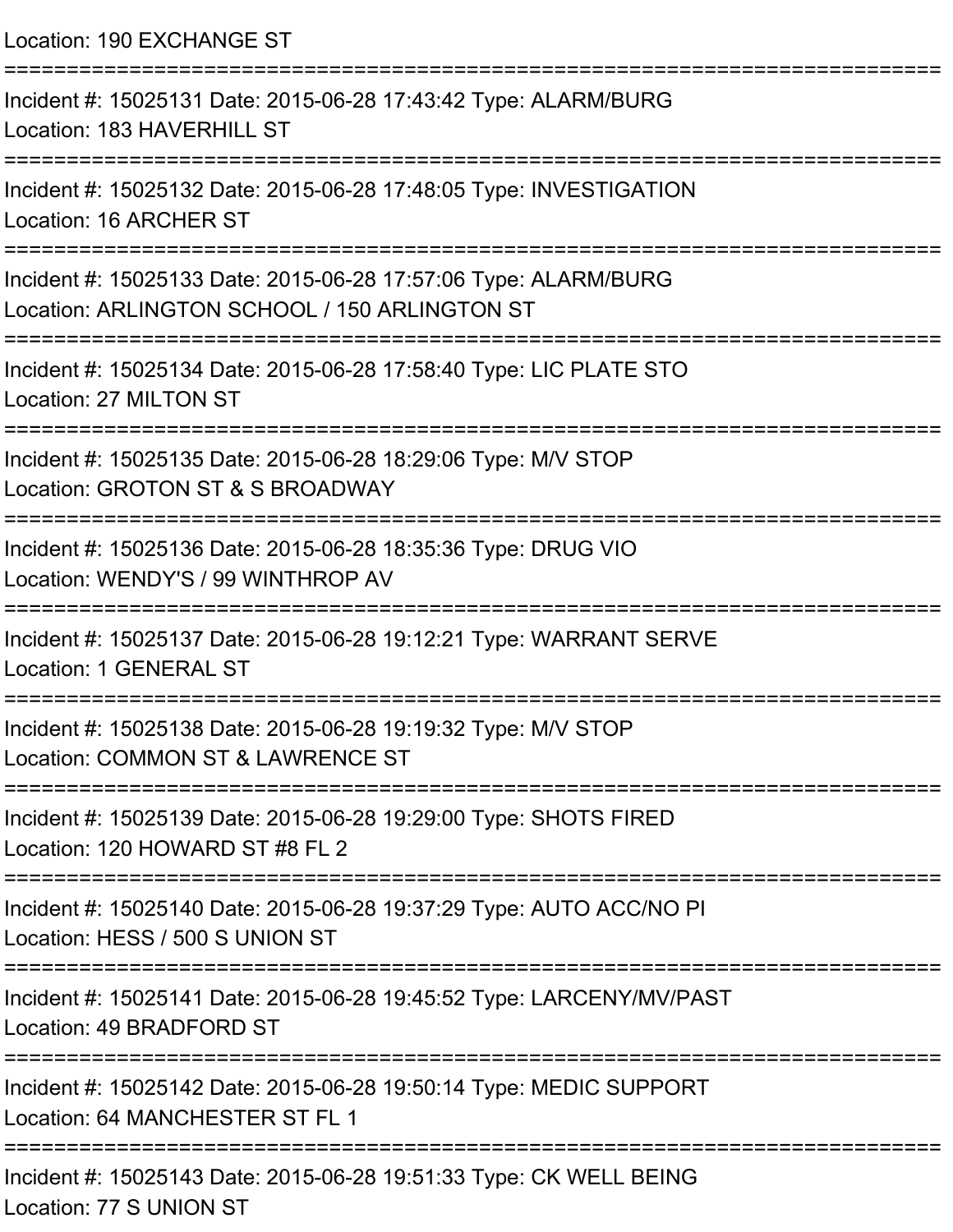Location: 190 EXCHANGE ST

===========================================================================

Incident #: 15025131 Date: 2015-06-28 17:43:42 Type: ALARM/BURG
Location: 183 HAVERHILL ST

===========================================================================

Incident #: 15025132 Date: 2015-06-28 17:48:05 Type: INVESTIGATION
Location: 16 ARCHER ST

===========================================================================

Incident #: 15025133 Date: 2015-06-28 17:57:06 Type: ALARM/BURG
Location: ARLINGTON SCHOOL / 150 ARLINGTON ST

===========================================================================

Incident #: 15025134 Date: 2015-06-28 17:58:40 Type: LIC PLATE STO
Location: 27 MILTON ST

===========================================================================

Incident #: 15025135 Date: 2015-06-28 18:29:06 Type: M/V STOP
Location: GROTON ST & S BROADWAY

===========================================================================

Incident #: 15025136 Date: 2015-06-28 18:35:36 Type: DRUG VIO
Location: WENDY'S / 99 WINTHROP AV

===========================================================================

Incident #: 15025137 Date: 2015-06-28 19:12:21 Type: WARRANT SERVE
Location: 1 GENERAL ST

===========================================================================

Incident #: 15025138 Date: 2015-06-28 19:19:32 Type: M/V STOP
Location: COMMON ST & LAWRENCE ST

===========================================================================

Incident #: 15025139 Date: 2015-06-28 19:29:00 Type: SHOTS FIRED
Location: 120 HOWARD ST #8 FL 2

===========================================================================

Incident #: 15025140 Date: 2015-06-28 19:37:29 Type: AUTO ACC/NO PI
Location: HESS / 500 S UNION ST

===========================================================================

Incident #: 15025141 Date: 2015-06-28 19:45:52 Type: LARCENY/MV/PAST
Location: 49 BRADFORD ST

===========================================================================

Incident #: 15025142 Date: 2015-06-28 19:50:14 Type: MEDIC SUPPORT
Location: 64 MANCHESTER ST FL 1

===========================================================================

Incident #: 15025143 Date: 2015-06-28 19:51:33 Type: CK WELL BEING
Location: 77 S UNION ST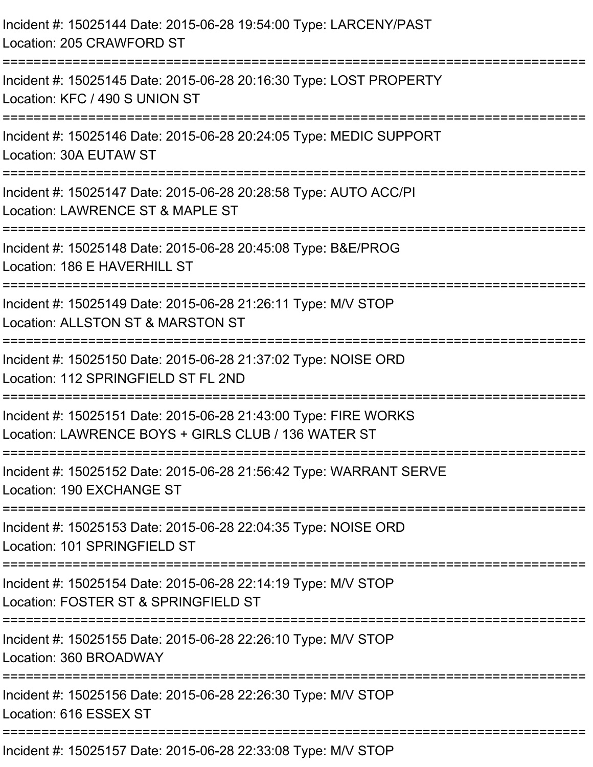Incident #: 15025144 Date: 2015-06-28 19:54:00 Type: LARCENY/PAST
Location: 205 CRAWFORD ST

===========================================================================

Incident #: 15025145 Date: 2015-06-28 20:16:30 Type: LOST PROPERTY
Location: KFC / 490 S UNION ST

===========================================================================

Incident #: 15025146 Date: 2015-06-28 20:24:05 Type: MEDIC SUPPORT
Location: 30A EUTAW ST

===========================================================================

Incident #: 15025147 Date: 2015-06-28 20:28:58 Type: AUTO ACC/PI
Location: LAWRENCE ST & MAPLE ST

===========================================================================

Incident #: 15025148 Date: 2015-06-28 20:45:08 Type: B&E/PROG
Location: 186 E HAVERHILL ST

===========================================================================

Incident #: 15025149 Date: 2015-06-28 21:26:11 Type: M/V STOP
Location: ALLSTON ST & MARSTON ST

===========================================================================

Incident #: 15025150 Date: 2015-06-28 21:37:02 Type: NOISE ORD
Location: 112 SPRINGFIELD ST FL 2ND

===========================================================================

Incident #: 15025151 Date: 2015-06-28 21:43:00 Type: FIRE WORKS
Location: LAWRENCE BOYS + GIRLS CLUB / 136 WATER ST

===========================================================================

Incident #: 15025152 Date: 2015-06-28 21:56:42 Type: WARRANT SERVE
Location: 190 EXCHANGE ST

===========================================================================

Incident #: 15025153 Date: 2015-06-28 22:04:35 Type: NOISE ORD
Location: 101 SPRINGFIELD ST

===========================================================================

Incident #: 15025154 Date: 2015-06-28 22:14:19 Type: M/V STOP
Location: FOSTER ST & SPRINGFIELD ST

===========================================================================

Incident #: 15025155 Date: 2015-06-28 22:26:10 Type: M/V STOP
Location: 360 BROADWAY

===========================================================================

Incident #: 15025156 Date: 2015-06-28 22:26:30 Type: M/V STOP
Location: 616 ESSEX ST

===========================================================================

Incident #: 15025157 Date: 2015-06-28 22:33:08 Type: M/V STOP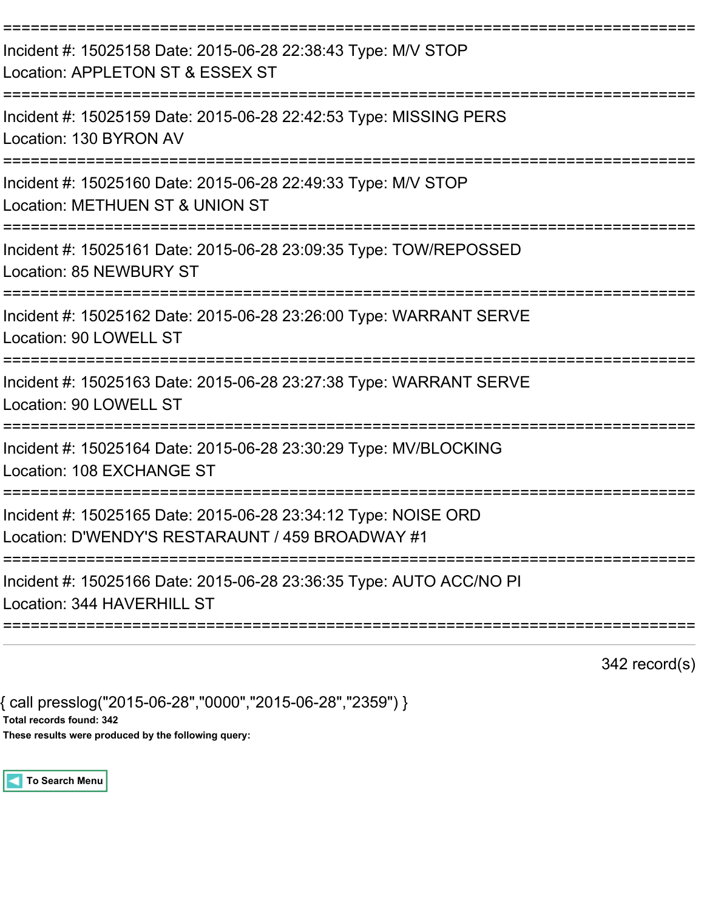===========================================================================

Incident #: 15025158 Date: 2015-06-28 22:38:43 Type: M/V STOP
Location: APPLETON ST & ESSEX ST

===========================================================================

Incident #: 15025159 Date: 2015-06-28 22:42:53 Type: MISSING PERS
Location: 130 BYRON AV

===========================================================================

Incident #: 15025160 Date: 2015-06-28 22:49:33 Type: M/V STOP
Location: METHUEN ST & UNION ST

===========================================================================

Incident #: 15025161 Date: 2015-06-28 23:09:35 Type: TOW/REPOSSED
Location: 85 NEWBURY ST

===========================================================================

Incident #: 15025162 Date: 2015-06-28 23:26:00 Type: WARRANT SERVE
Location: 90 LOWELL ST

===========================================================================

Incident #: 15025163 Date: 2015-06-28 23:27:38 Type: WARRANT SERVE
Location: 90 LOWELL ST

===========================================================================

Incident #: 15025164 Date: 2015-06-28 23:30:29 Type: MV/BLOCKING
Location: 108 EXCHANGE ST

===========================================================================

Incident #: 15025165 Date: 2015-06-28 23:34:12 Type: NOISE ORD
Location: D'WENDY'S RESTARAUNT / 459 BROADWAY #1

===========================================================================

Incident #: 15025166 Date: 2015-06-28 23:36:35 Type: AUTO ACC/NO PI
Location: 344 HAVERHILL ST

===========================================================================

342 record(s)

{ call presslog("2015-06-28","0000","2015-06-28","2359") }

**Total records found: 342**

**These results were produced by the following query:**

**To Search Menu**